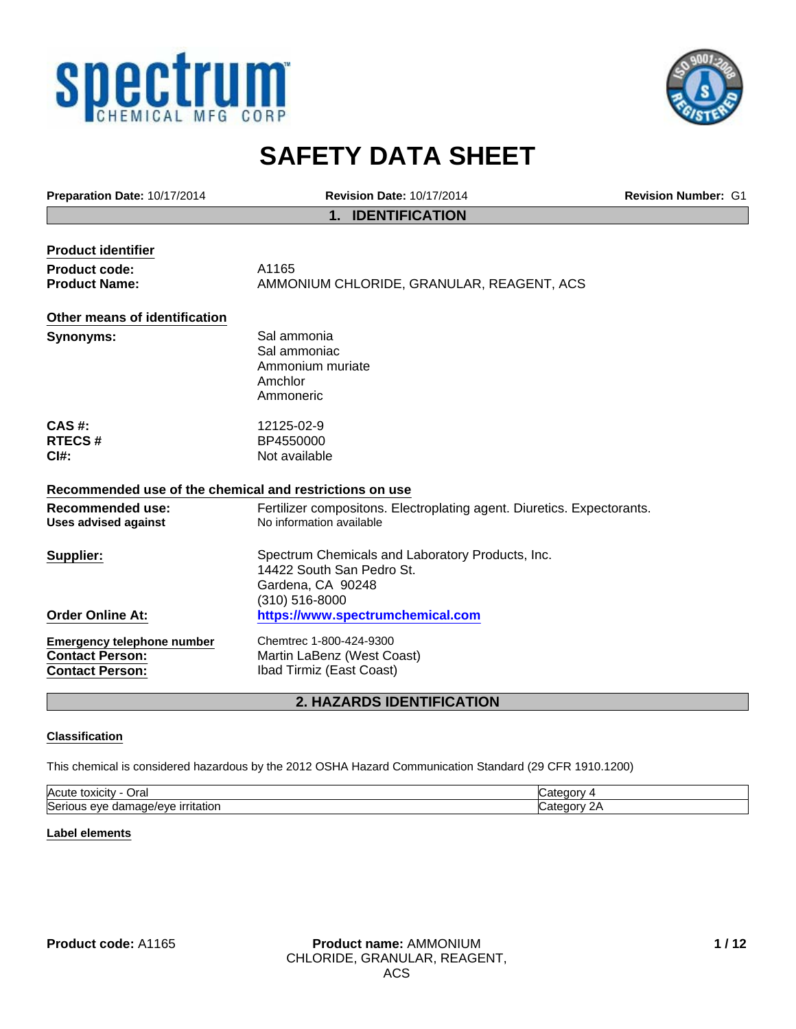# SAFETY DATA SHEET

**Preparation Date:** 10/17/2014 **Revision Date:** 10/17/2014 **Revision Number:** G1

## 1. IDENTIFICATION

### Product identifier

**Product code:** A1165

**Product Name:** AMMONIUM CHLORIDE, GRANULAR, REAGENT, ACS

### Other means of identification

**Synonyms:**
Sal ammonia
Sal ammoniac
Ammonium muriate
Amchlor
Ammoneric

**CAS #:** 12125-02-9
**RTECS #** BP4550000
**CI#:** Not available

### Recommended use of the chemical and restrictions on use

**Recommended use:** Fertilizer compositons. Electroplating agent. Diuretics. Expectorants.
**Uses advised against** No information available

**Supplier:**
Spectrum Chemicals and Laboratory Products, Inc.
14422 South San Pedro St.
Gardena, CA 90248
(310) 516-8000

**Order Online At:** https://www.spectrumchemical.com

**Emergency telephone number** Chemtrec 1-800-424-9300
**Contact Person:** Martin LaBenz (West Coast)
**Contact Person:** Ibad Tirmiz (East Coast)

## 2. HAZARDS IDENTIFICATION

### Classification

This chemical is considered hazardous by the 2012 OSHA Hazard Communication Standard (29 CFR 1910.1200)

| | |
|---|---|
| Acute toxicity - Oral | Category 4 |
| Serious eye damage/eye irritation | Category 2A |

### Label elements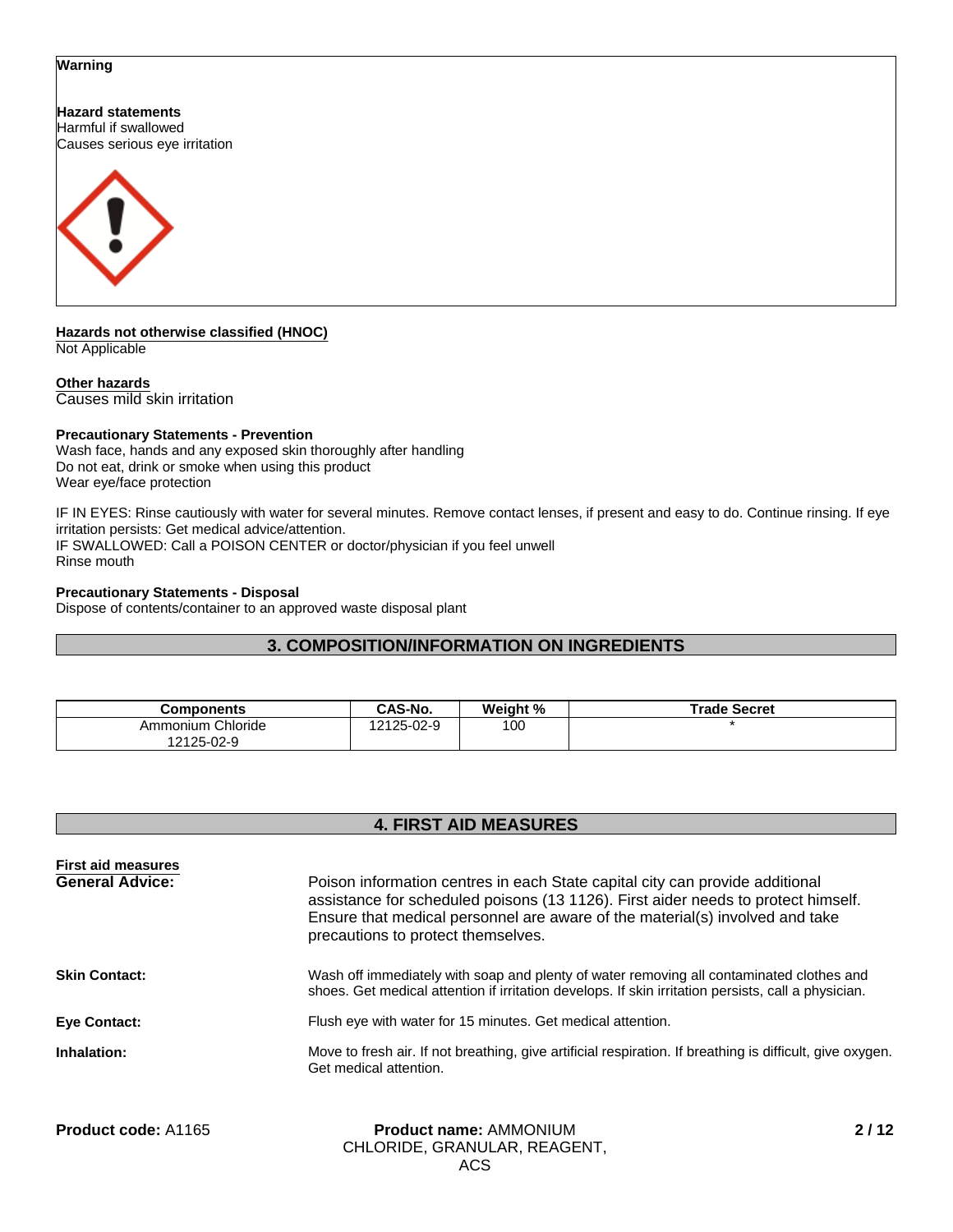**Warning**

**Hazard statements**
Harmful if swallowed
Causes serious eye irritation

**Hazards not otherwise classified (HNOC)**
Not Applicable

**Other hazards**
Causes mild skin irritation

**Precautionary Statements - Prevention**
Wash face, hands and any exposed skin thoroughly after handling
Do not eat, drink or smoke when using this product
Wear eye/face protection

IF IN EYES: Rinse cautiously with water for several minutes. Remove contact lenses, if present and easy to do. Continue rinsing. If eye irritation persists: Get medical advice/attention.
IF SWALLOWED: Call a POISON CENTER or doctor/physician if you feel unwell
Rinse mouth

**Precautionary Statements - Disposal**
Dispose of contents/container to an approved waste disposal plant

## 3. COMPOSITION/INFORMATION ON INGREDIENTS

| Components | CAS-No. | Weight % | Trade Secret |
|---|---|---|---|
| Ammonium Chloride 12125-02-9 | 12125-02-9 | 100 | * |

## 4. FIRST AID MEASURES

**First aid measures**

**General Advice:** Poison information centres in each State capital city can provide additional assistance for scheduled poisons (13 1126). First aider needs to protect himself. Ensure that medical personnel are aware of the material(s) involved and take precautions to protect themselves.

**Skin Contact:** Wash off immediately with soap and plenty of water removing all contaminated clothes and shoes. Get medical attention if irritation develops. If skin irritation persists, call a physician.

**Eye Contact:** Flush eye with water for 15 minutes. Get medical attention.

**Inhalation:** Move to fresh air. If not breathing, give artificial respiration. If breathing is difficult, give oxygen. Get medical attention.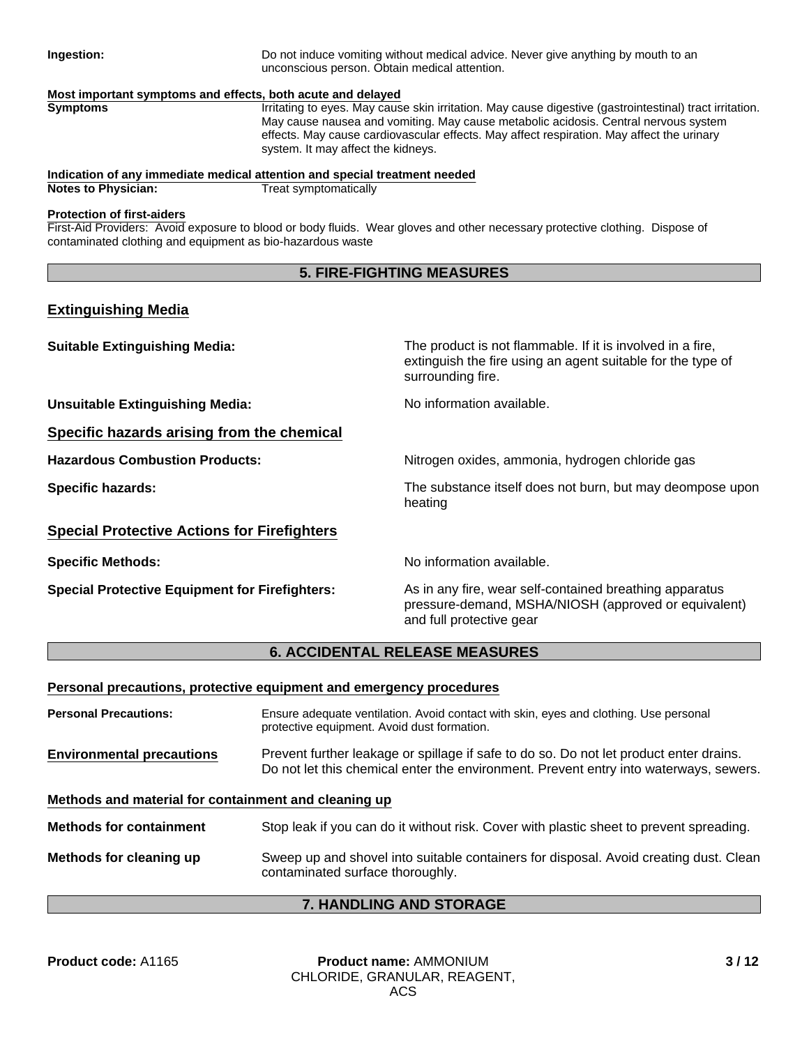**Ingestion:** Do not induce vomiting without medical advice. Never give anything by mouth to an unconscious person. Obtain medical attention.

**Most important symptoms and effects, both acute and delayed**

**Symptoms** Irritating to eyes. May cause skin irritation. May cause digestive (gastrointestinal) tract irritation. May cause nausea and vomiting. May cause metabolic acidosis. Central nervous system effects. May cause cardiovascular effects. May affect respiration. May affect the urinary system. It may affect the kidneys.

**Indication of any immediate medical attention and special treatment needed**

**Notes to Physician:** Treat symptomatically

**Protection of first-aiders**

First-Aid Providers: Avoid exposure to blood or body fluids. Wear gloves and other necessary protective clothing. Dispose of contaminated clothing and equipment as bio-hazardous waste

## 5. FIRE-FIGHTING MEASURES

### Extinguishing Media

**Suitable Extinguishing Media:** The product is not flammable. If it is involved in a fire, extinguish the fire using an agent suitable for the type of surrounding fire.

**Unsuitable Extinguishing Media:** No information available.

### Specific hazards arising from the chemical

**Hazardous Combustion Products:** Nitrogen oxides, ammonia, hydrogen chloride gas

**Specific hazards:** The substance itself does not burn, but may deompose upon heating

### Special Protective Actions for Firefighters

**Specific Methods:** No information available.

**Special Protective Equipment for Firefighters:** As in any fire, wear self-contained breathing apparatus pressure-demand, MSHA/NIOSH (approved or equivalent) and full protective gear

## 6. ACCIDENTAL RELEASE MEASURES

**Personal precautions, protective equipment and emergency procedures**

**Personal Precautions:** Ensure adequate ventilation. Avoid contact with skin, eyes and clothing. Use personal protective equipment. Avoid dust formation.

**Environmental precautions** Prevent further leakage or spillage if safe to do so. Do not let product enter drains. Do not let this chemical enter the environment. Prevent entry into waterways, sewers.

**Methods and material for containment and cleaning up**

**Methods for containment** Stop leak if you can do it without risk. Cover with plastic sheet to prevent spreading.

**Methods for cleaning up** Sweep up and shovel into suitable containers for disposal. Avoid creating dust. Clean contaminated surface thoroughly.

## 7. HANDLING AND STORAGE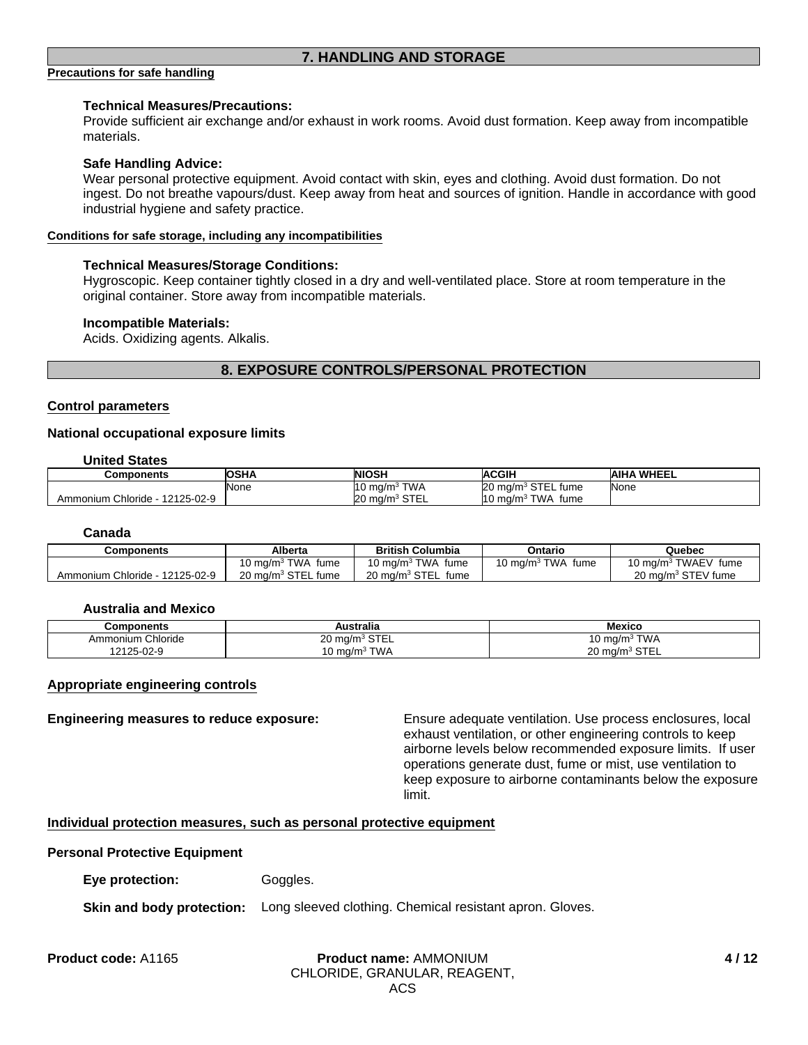## 7. HANDLING AND STORAGE

**Precautions for safe handling**

**Technical Measures/Precautions:**
Provide sufficient air exchange and/or exhaust in work rooms. Avoid dust formation. Keep away from incompatible materials.

**Safe Handling Advice:**
Wear personal protective equipment. Avoid contact with skin, eyes and clothing. Avoid dust formation. Do not ingest. Do not breathe vapours/dust. Keep away from heat and sources of ignition. Handle in accordance with good industrial hygiene and safety practice.

**Conditions for safe storage, including any incompatibilities**

**Technical Measures/Storage Conditions:**
Hygroscopic. Keep container tightly closed in a dry and well-ventilated place. Store at room temperature in the original container. Store away from incompatible materials.

**Incompatible Materials:**
Acids. Oxidizing agents. Alkalis.

## 8. EXPOSURE CONTROLS/PERSONAL PROTECTION

**Control parameters**

**National occupational exposure limits**

**United States**

| Components | OSHA | NIOSH | ACGIH | AIHA WHEEL |
|---|---|---|---|---|
| Ammonium Chloride - 12125-02-9 | None | 10 mg/m$^3$ TWA<br>20 mg/m$^3$ STEL | 20 mg/m$^3$ STEL fume<br>10 mg/m$^3$ TWA fume | None |

**Canada**

| Components | Alberta | British Columbia | Ontario | Quebec |
|---|---|---|---|---|
| Ammonium Chloride - 12125-02-9 | 10 mg/m$^3$ TWA fume<br>20 mg/m$^3$ STEL fume | 10 mg/m$^3$ TWA fume<br>20 mg/m$^3$ STEL fume | 10 mg/m$^3$ TWA fume | 10 mg/m$^3$ TWAEV fume<br>20 mg/m$^3$ STEV fume |

**Australia and Mexico**

| Components | Australia | Mexico |
|---|---|---|
| Ammonium Chloride<br>12125-02-9 | 20 mg/m$^3$ STEL<br>10 mg/m$^3$ TWA | 10 mg/m$^3$ TWA<br>20 mg/m$^3$ STEL |

**Appropriate engineering controls**

**Engineering measures to reduce exposure:** Ensure adequate ventilation. Use process enclosures, local exhaust ventilation, or other engineering controls to keep airborne levels below recommended exposure limits. If user operations generate dust, fume or mist, use ventilation to keep exposure to airborne contaminants below the exposure limit.

**Individual protection measures, such as personal protective equipment**

**Personal Protective Equipment**

**Eye protection:** Goggles.

**Skin and body protection:** Long sleeved clothing. Chemical resistant apron. Gloves.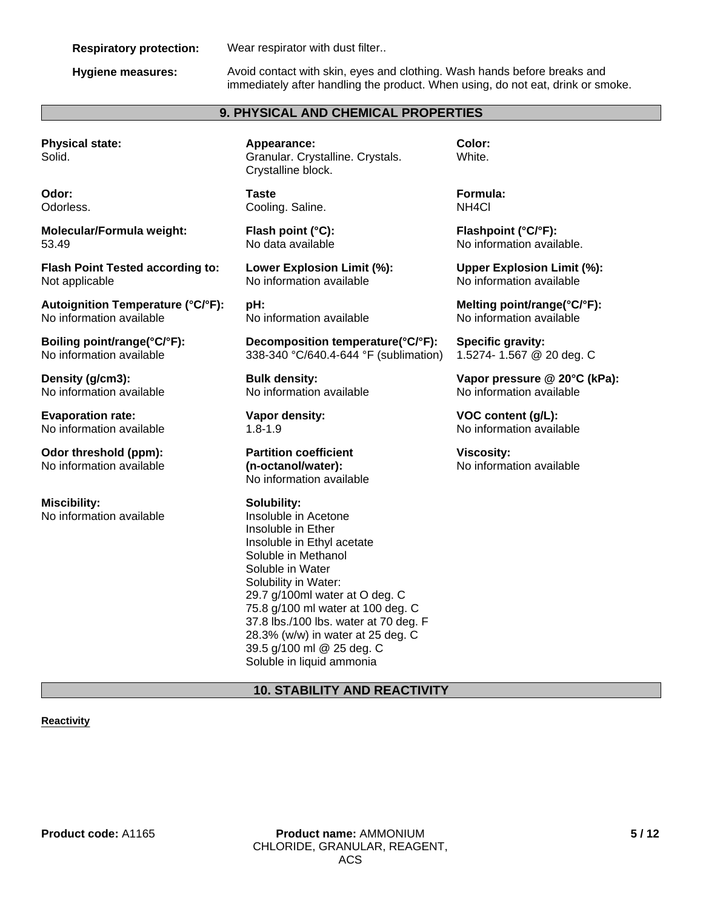**Respiratory protection:** Wear respirator with dust filter..

**Hygiene measures:** Avoid contact with skin, eyes and clothing. Wash hands before breaks and immediately after handling the product. When using, do not eat, drink or smoke.

## 9. PHYSICAL AND CHEMICAL PROPERTIES

**Physical state:**
Solid.

**Appearance:**
Granular. Crystalline. Crystals. Crystalline block.

**Color:**
White.

**Odor:**
Odorless.

**Taste**
Cooling. Saline.

**Formula:**
$NH_4Cl$

**Molecular/Formula weight:**
53.49

**Flash point (°C):**
No data available

**Flashpoint (°C/°F):**
No information available.

**Flash Point Tested according to:**
Not applicable

**Lower Explosion Limit (%):**
No information available

**Upper Explosion Limit (%):**
No information available

**Autoignition Temperature (°C/°F):**
No information available

**pH:**
No information available

**Melting point/range(°C/°F):**
No information available

**Boiling point/range(°C/°F):**
No information available

**Decomposition temperature(°C/°F):**
338-340 °C/640.4-644 °F (sublimation)

**Specific gravity:**
1.5274- 1.567 @ 20 deg. C

**Density (g/cm3):**
No information available

**Bulk density:**
No information available

**Vapor pressure @ 20°C (kPa):**
No information available

**Evaporation rate:**
No information available

**Vapor density:**
1.8-1.9

**VOC content (g/L):**
No information available

**Odor threshold (ppm):**
No information available

**Partition coefficient (n-octanol/water):**
No information available

**Viscosity:**
No information available

**Miscibility:**
No information available

**Solubility:**
Insoluble in Acetone
Insoluble in Ether
Insoluble in Ethyl acetate
Soluble in Methanol
Soluble in Water
Solubility in Water:
29.7 g/100ml water at O deg. C
75.8 g/100 ml water at 100 deg. C
37.8 lbs./100 lbs. water at 70 deg. F
28.3% (w/w) in water at 25 deg. C
39.5 g/100 ml @ 25 deg. C
Soluble in liquid ammonia

## 10. STABILITY AND REACTIVITY

**Reactivity**

**Product code:** A1165 **Product name:** AMMONIUM CHLORIDE, GRANULAR, REAGENT, ACS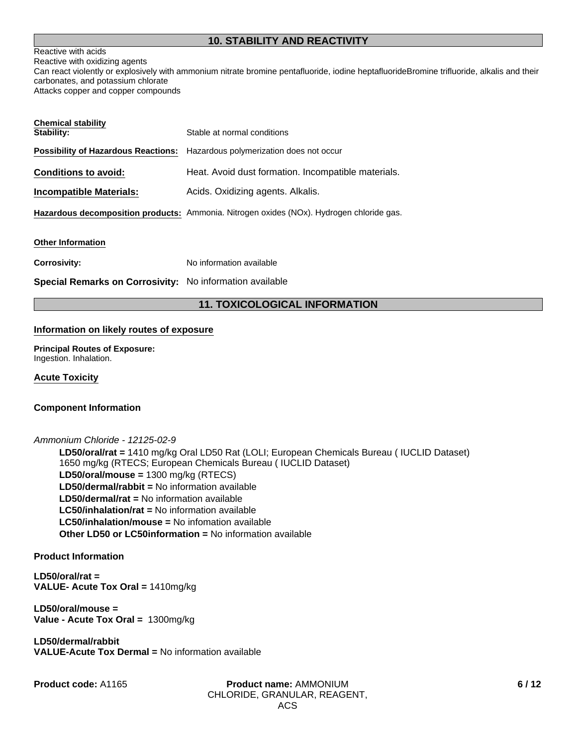## 10. STABILITY AND REACTIVITY

Reactive with acids
Reactive with oxidizing agents
Can react violently or explosively with ammonium nitrate bromine pentafluoride, iodine heptafluorideBromine trifluoride, alkalis and their carbonates, and potassium chlorate
Attacks copper and copper compounds

**Chemical stability**

**Stability:** Stable at normal conditions

**Possibility of Hazardous Reactions:** Hazardous polymerization does not occur

**Conditions to avoid:** Heat. Avoid dust formation. Incompatible materials.

**Incompatible Materials:** Acids. Oxidizing agents. Alkalis.

**Hazardous decomposition products:** Ammonia. Nitrogen oxides (NOx). Hydrogen chloride gas.

**Other Information**

**Corrosivity:** No information available

**Special Remarks on Corrosivity:** No information available

## 11. TOXICOLOGICAL INFORMATION

**Information on likely routes of exposure**

**Principal Routes of Exposure:**
Ingestion. Inhalation.

**Acute Toxicity**

**Component Information**

*Ammonium Chloride - 12125-02-9*

**LD50/oral/rat =** 1410 mg/kg Oral LD50 Rat (LOLI; European Chemicals Bureau ( IUCLID Dataset)
1650 mg/kg (RTECS; European Chemicals Bureau ( IUCLID Dataset)
**LD50/oral/mouse =** 1300 mg/kg (RTECS)
**LD50/dermal/rabbit =** No information available
**LD50/dermal/rat =** No information available
**LC50/inhalation/rat =** No information available
**LC50/inhalation/mouse =** No infomation available
**Other LD50 or LC50information =** No information available

**Product Information**

**LD50/oral/rat =**
**VALUE- Acute Tox Oral =** 1410mg/kg

**LD50/oral/mouse =**
**Value - Acute Tox Oral =** 1300mg/kg

**LD50/dermal/rabbit**
**VALUE-Acute Tox Dermal =** No information available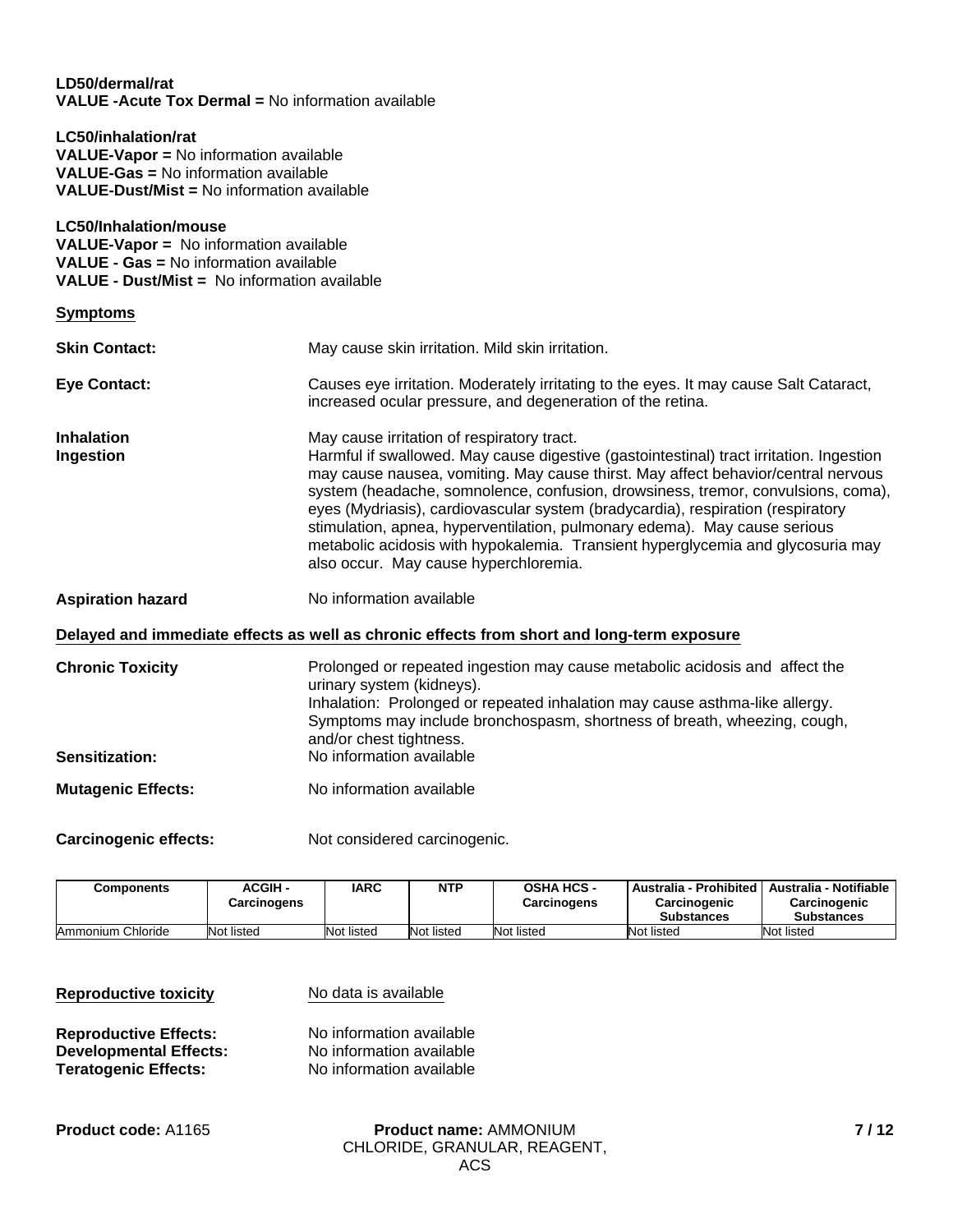**LD50/dermal/rat**
**VALUE -Acute Tox Dermal =** No information available

**LC50/inhalation/rat**
**VALUE-Vapor =** No information available
**VALUE-Gas =** No information available
**VALUE-Dust/Mist =** No information available

**LC50/Inhalation/mouse**
**VALUE-Vapor =** No information available
**VALUE - Gas =** No information available
**VALUE - Dust/Mist =** No information available

**Symptoms**

**Skin Contact:** May cause skin irritation. Mild skin irritation.

**Eye Contact:** Causes eye irritation. Moderately irritating to the eyes. It may cause Salt Cataract, increased ocular pressure, and degeneration of the retina.

**Inhalation** May cause irritation of respiratory tract.

**Ingestion** Harmful if swallowed. May cause digestive (gastointestinal) tract irritation. Ingestion may cause nausea, vomiting. May cause thirst. May affect behavior/central nervous system (headache, somnolence, confusion, drowsiness, tremor, convulsions, coma), eyes (Mydriasis), cardiovascular system (bradycardia), respiration (respiratory stimulation, apnea, hyperventilation, pulmonary edema). May cause serious metabolic acidosis with hypokalemia. Transient hyperglycemia and glycosuria may also occur. May cause hyperchloremia.

**Aspiration hazard** No information available

**Delayed and immediate effects as well as chronic effects from short and long-term exposure**

**Chronic Toxicity** Prolonged or repeated ingestion may cause metabolic acidosis and affect the urinary system (kidneys).
Inhalation: Prolonged or repeated inhalation may cause asthma-like allergy. Symptoms may include bronchospasm, shortness of breath, wheezing, cough, and/or chest tightness.

**Sensitization:** No information available

**Mutagenic Effects:** No information available

**Carcinogenic effects:** Not considered carcinogenic.

| Components | ACGIH - Carcinogens | IARC | NTP | OSHA HCS - Carcinogens | Australia - Prohibited Carcinogenic Substances | Australia - Notifiable Carcinogenic Substances |
|---|---|---|---|---|---|---|
| Ammonium Chloride | Not listed | Not listed | Not listed | Not listed | Not listed | Not listed |

**Reproductive toxicity** No data is available

**Reproductive Effects:** No information available
**Developmental Effects:** No information available
**Teratogenic Effects:** No information available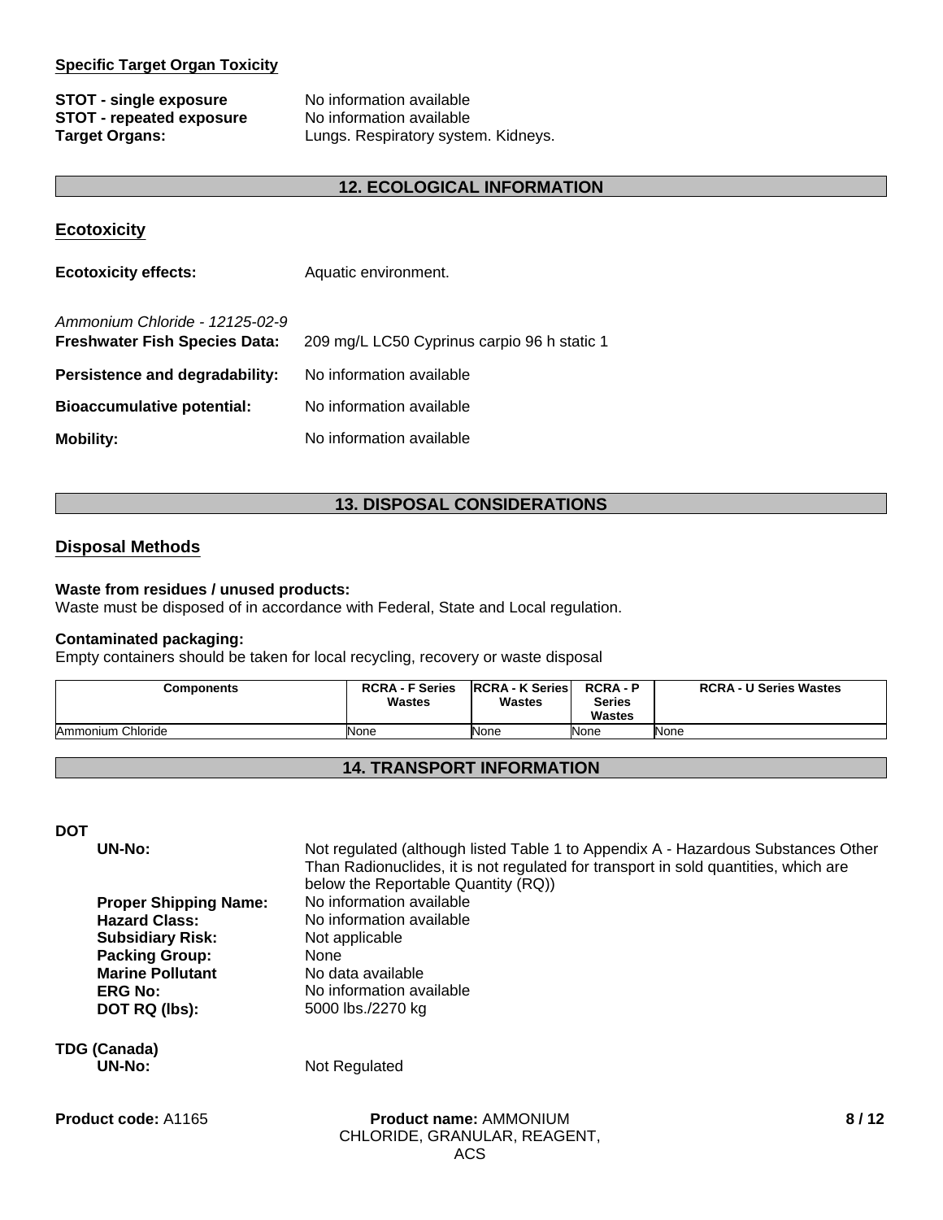**Specific Target Organ Toxicity**

**STOT - single exposure** No information available
**STOT - repeated exposure** No information available
**Target Organs:** Lungs. Respiratory system. Kidneys.

## 12. ECOLOGICAL INFORMATION

### Ecotoxicity

**Ecotoxicity effects:** Aquatic environment.

*Ammonium Chloride - 12125-02-9*
**Freshwater Fish Species Data:** 209 mg/L LC50 Cyprinus carpio 96 h static 1

**Persistence and degradability:** No information available

**Bioaccumulative potential:** No information available

**Mobility:** No information available

## 13. DISPOSAL CONSIDERATIONS

### Disposal Methods

**Waste from residues / unused products:**
Waste must be disposed of in accordance with Federal, State and Local regulation.

**Contaminated packaging:**
Empty containers should be taken for local recycling, recovery or waste disposal

| Components | RCRA - F Series Wastes | RCRA - K Series Wastes | RCRA - P Series Wastes | RCRA - U Series Wastes |
|---|---|---|---|---|
| Ammonium Chloride | None | None | None | None |

## 14. TRANSPORT INFORMATION

**DOT**

**UN-No:** Not regulated (although listed Table 1 to Appendix A - Hazardous Substances Other Than Radionuclides, it is not regulated for transport in sold quantities, which are below the Reportable Quantity (RQ))
**Proper Shipping Name:** No information available
**Hazard Class:** No information available
**Subsidiary Risk:** Not applicable
**Packing Group:** None
**Marine Pollutant** No data available
**ERG No:** No information available
**DOT RQ (lbs):** 5000 lbs./2270 kg

**TDG (Canada)**
**UN-No:** Not Regulated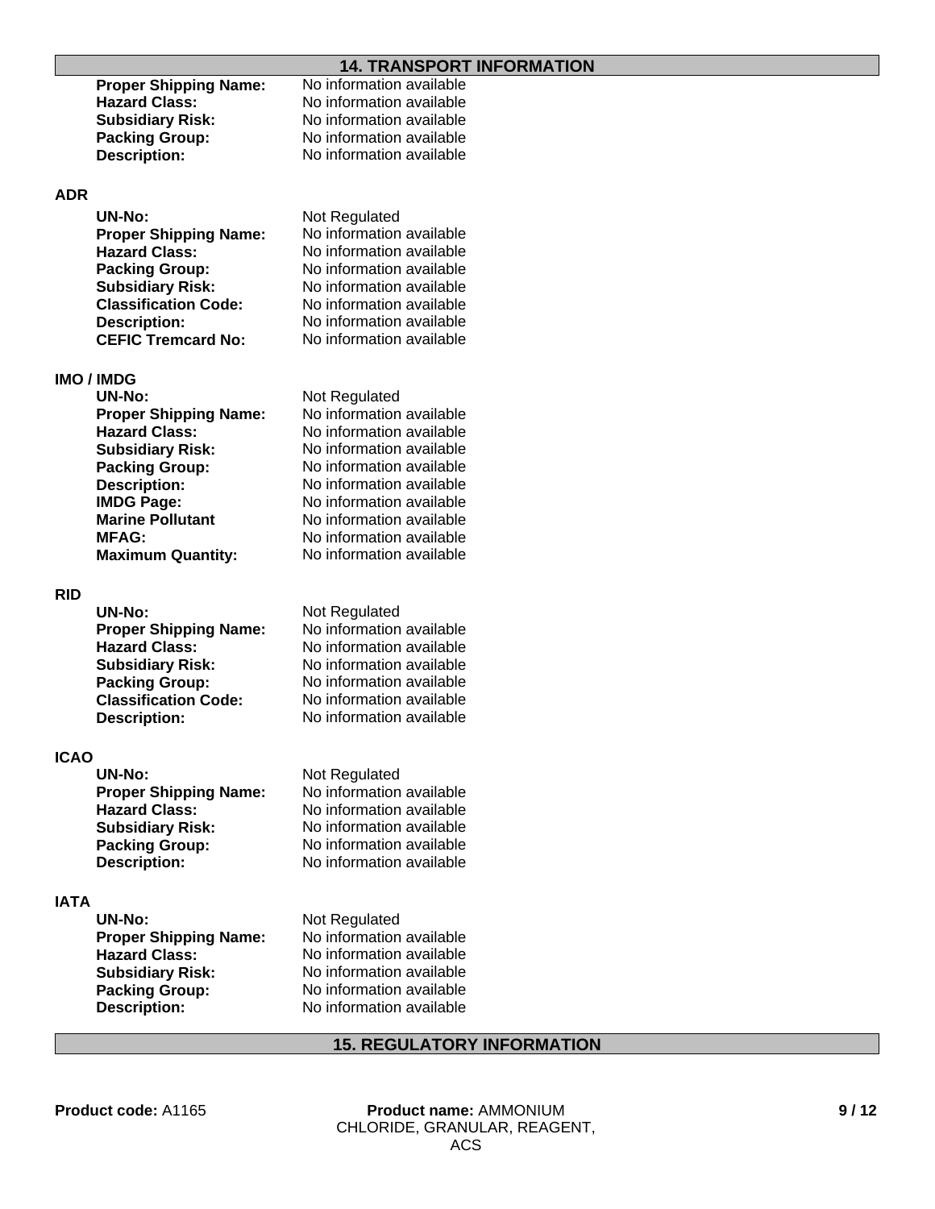## 14. TRANSPORT INFORMATION

**Proper Shipping Name:** No information available
**Hazard Class:** No information available
**Subsidiary Risk:** No information available
**Packing Group:** No information available
**Description:** No information available

### ADR

**UN-No:** Not Regulated
**Proper Shipping Name:** No information available
**Hazard Class:** No information available
**Packing Group:** No information available
**Subsidiary Risk:** No information available
**Classification Code:** No information available
**Description:** No information available
**CEFIC Tremcard No:** No information available

### IMO / IMDG

**UN-No:** Not Regulated
**Proper Shipping Name:** No information available
**Hazard Class:** No information available
**Subsidiary Risk:** No information available
**Packing Group:** No information available
**Description:** No information available
**IMDG Page:** No information available
**Marine Pollutant** No information available
**MFAG:** No information available
**Maximum Quantity:** No information available

### RID

**UN-No:** Not Regulated
**Proper Shipping Name:** No information available
**Hazard Class:** No information available
**Subsidiary Risk:** No information available
**Packing Group:** No information available
**Classification Code:** No information available
**Description:** No information available

### ICAO

**UN-No:** Not Regulated
**Proper Shipping Name:** No information available
**Hazard Class:** No information available
**Subsidiary Risk:** No information available
**Packing Group:** No information available
**Description:** No information available

### IATA

**UN-No:** Not Regulated
**Proper Shipping Name:** No information available
**Hazard Class:** No information available
**Subsidiary Risk:** No information available
**Packing Group:** No information available
**Description:** No information available

## 15. REGULATORY INFORMATION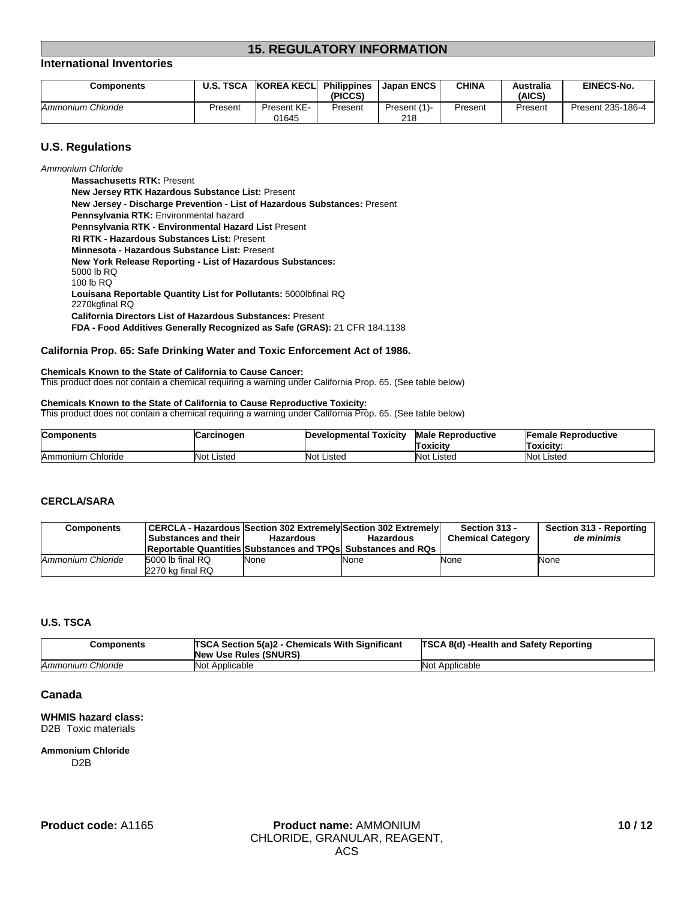## 15. REGULATORY INFORMATION

### International Inventories

| Components | U.S. TSCA | KOREA KECL | Philippines (PICCS) | Japan ENCS | CHINA | Australia (AICS) | EINECS-No. |
|---|---|---|---|---|---|---|---|
| *Ammonium Chloride* | Present | Present KE-01645 | Present | Present (1)-218 | Present | Present | Present 235-186-4 |

### U.S. Regulations

*Ammonium Chloride*

**Massachusetts RTK:** Present
**New Jersey RTK Hazardous Substance List:** Present
**New Jersey - Discharge Prevention - List of Hazardous Substances:** Present
**Pennsylvania RTK:** Environmental hazard
**Pennsylvania RTK - Environmental Hazard List** Present
**RI RTK - Hazardous Substances List:** Present
**Minnesota - Hazardous Substance List:** Present
**New York Release Reporting - List of Hazardous Substances:**
5000 lb RQ
100 lb RQ
**Louisana Reportable Quantity List for Pollutants:** 5000lbfinal RQ
2270kgfinal RQ
**California Directors List of Hazardous Substances:** Present
**FDA - Food Additives Generally Recognized as Safe (GRAS):** 21 CFR 184.1138

#### California Prop. 65: Safe Drinking Water and Toxic Enforcement Act of 1986.

**Chemicals Known to the State of California to Cause Cancer:**
This product does not contain a chemical requiring a warning under California Prop. 65. (See table below)

**Chemicals Known to the State of California to Cause Reproductive Toxicity:**
This product does not contain a chemical requiring a warning under California Prop. 65. (See table below)

| Components | Carcinogen | Developmental Toxicity | Male Reproductive Toxicity | Female Reproductive Toxicity: |
|---|---|---|---|---|
| Ammonium Chloride | Not Listed | Not Listed | Not Listed | Not Listed |

#### CERCLA/SARA

| Components | CERCLA - Hazardous Substances and their Reportable Quantities | Section 302 Extremely Hazardous Substances and TPQs | Section 302 Extremely Hazardous Substances and RQs | Section 313 - Chemical Category | Section 313 - Reporting *de minimis* |
|---|---|---|---|---|---|
| *Ammonium Chloride* | 5000 lb final RQ<br>2270 kg final RQ | None | None | None | None |

#### U.S. TSCA

| Components | TSCA Section 5(a)2 - Chemicals With Significant New Use Rules (SNURS) | TSCA 8(d) -Health and Safety Reporting |
|---|---|---|
| *Ammonium Chloride* | Not Applicable | Not Applicable |

### Canada

**WHMIS hazard class:**
D2B Toxic materials

**Ammonium Chloride**
D2B

**Product code:** A1165 **Product name:** AMMONIUM CHLORIDE, GRANULAR, REAGENT, ACS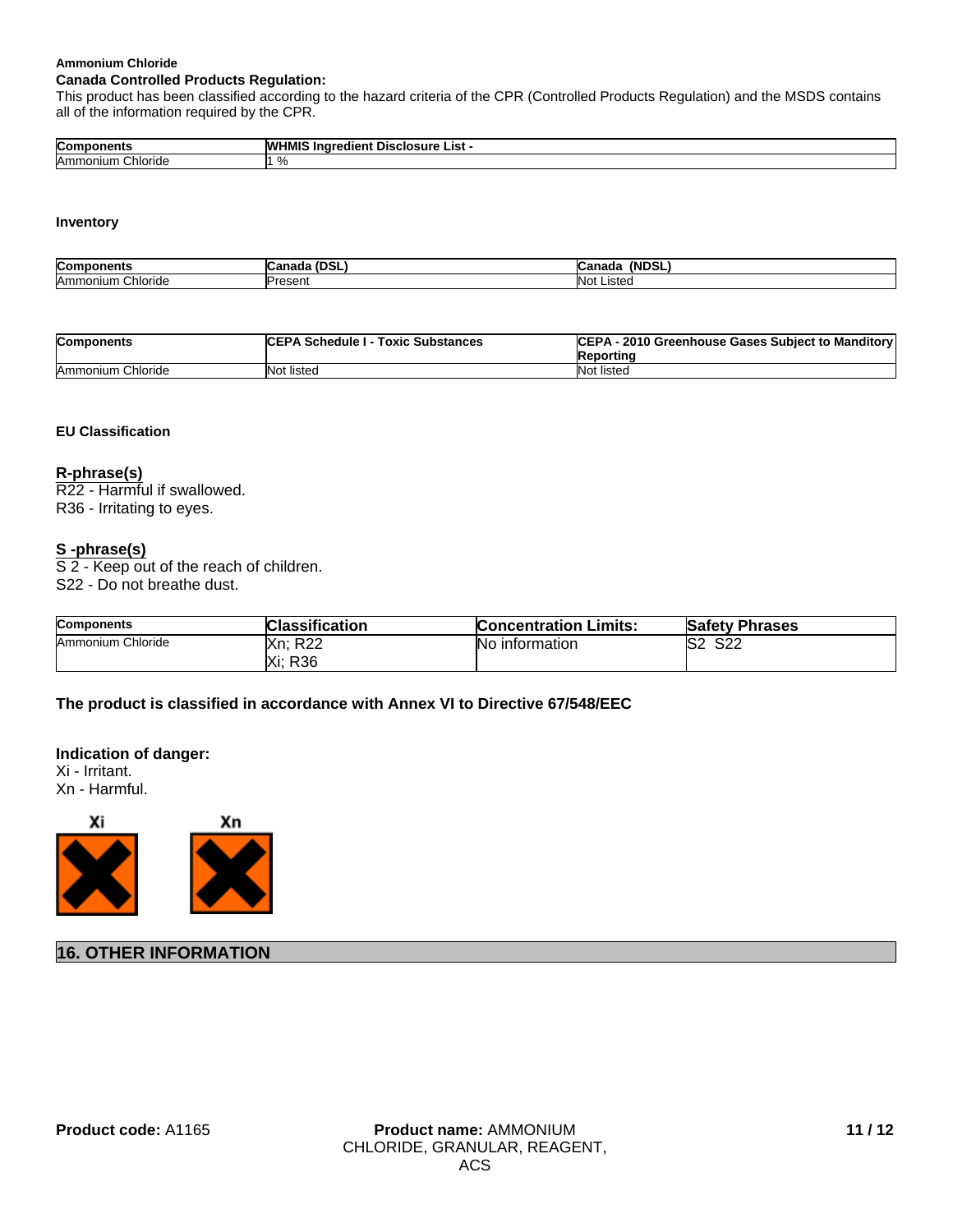**Ammonium Chloride**

**Canada Controlled Products Regulation:**

This product has been classified according to the hazard criteria of the CPR (Controlled Products Regulation) and the MSDS contains all of the information required by the CPR.

| Components | WHMIS Ingredient Disclosure List - |
|---|---|
| Ammonium Chloride | 1 % |

**Inventory**

| Components | Canada (DSL) | Canada (NDSL) |
|---|---|---|
| Ammonium Chloride | Present | Not Listed |

| Components | CEPA Schedule I - Toxic Substances | CEPA - 2010 Greenhouse Gases Subject to Manditory Reporting |
|---|---|---|
| Ammonium Chloride | Not listed | Not listed |

**EU Classification**

**R-phrase(s)**

R22 - Harmful if swallowed.
R36 - Irritating to eyes.

**S -phrase(s)**

S 2 - Keep out of the reach of children.
S22 - Do not breathe dust.

| Components | Classification | Concentration Limits: | Safety Phrases |
|---|---|---|---|
| Ammonium Chloride | Xn; R22<br>Xi; R36 | No information | S2 S22 |

**The product is classified in accordance with Annex VI to Directive 67/548/EEC**

**Indication of danger:**

Xi - Irritant.
Xn - Harmful.

Xi Xn

## 16. OTHER INFORMATION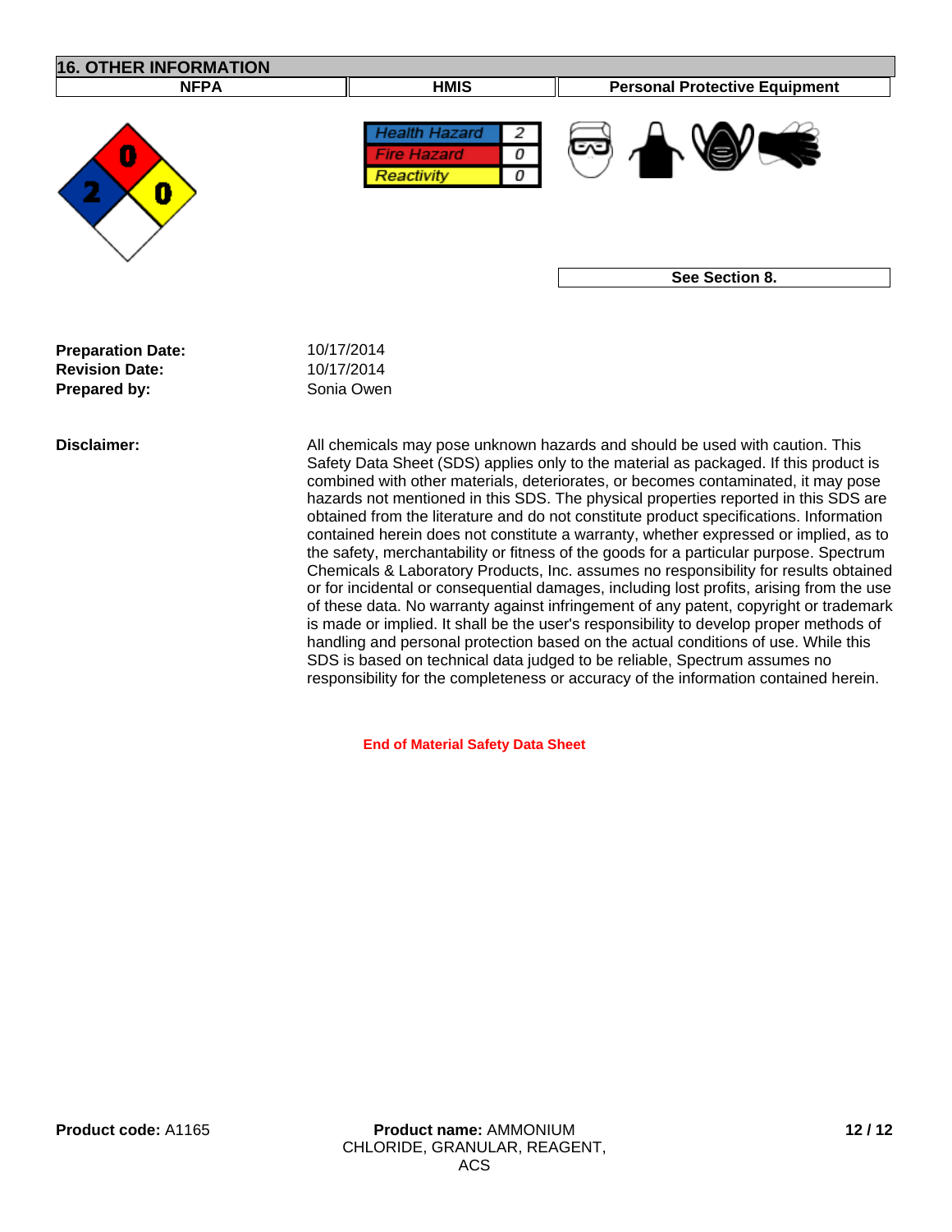## 16. OTHER INFORMATION

| NFPA | HMIS | Personal Protective Equipment |
|---|---|---|
| 0 (Fire), 2 (Health), 0 (Reactivity) | Health Hazard 2<br>Fire Hazard 0<br>Reactivity 0 | See Section 8. |

**Preparation Date:** 10/17/2014
**Revision Date:** 10/17/2014
**Prepared by:** Sonia Owen

**Disclaimer:**

All chemicals may pose unknown hazards and should be used with caution. This Safety Data Sheet (SDS) applies only to the material as packaged. If this product is combined with other materials, deteriorates, or becomes contaminated, it may pose hazards not mentioned in this SDS. The physical properties reported in this SDS are obtained from the literature and do not constitute product specifications. Information contained herein does not constitute a warranty, whether expressed or implied, as to the safety, merchantability or fitness of the goods for a particular purpose. Spectrum Chemicals & Laboratory Products, Inc. assumes no responsibility for results obtained or for incidental or consequential damages, including lost profits, arising from the use of these data. No warranty against infringement of any patent, copyright or trademark is made or implied. It shall be the user's responsibility to develop proper methods of handling and personal protection based on the actual conditions of use. While this SDS is based on technical data judged to be reliable, Spectrum assumes no responsibility for the completeness or accuracy of the information contained herein.

**End of Material Safety Data Sheet**

**Product code:** A1165 **Product name:** AMMONIUM CHLORIDE, GRANULAR, REAGENT, ACS